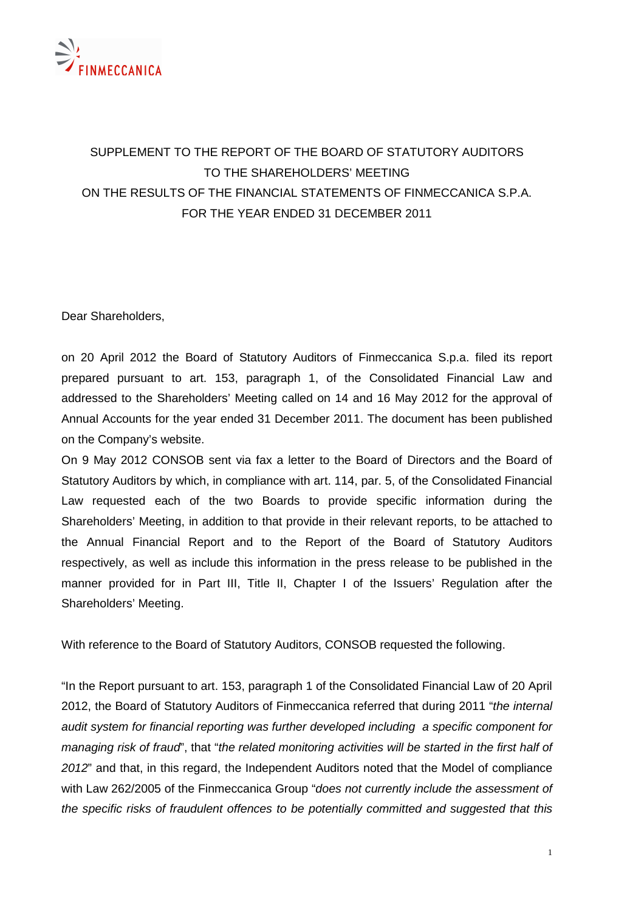# SUPPLEMENT TO THE REPORT OF THE BOARD OF STATUTORY AUDITORS TO THE SHAREHOLDERS' MEETING ON THE RESULTS OF THE FINANCIAL STATEMENTS OF FINMECCANICA S.P.A. FOR THE YEAR ENDED 31 DECEMBER 2011

Dear Shareholders,

on 20 April 2012 the Board of Statutory Auditors of Finmeccanica S.p.a. filed its report prepared pursuant to art. 153, paragraph 1, of the Consolidated Financial Law and addressed to the Shareholders' Meeting called on 14 and 16 May 2012 for the approval of Annual Accounts for the year ended 31 December 2011. The document has been published on the Company's website.

On 9 May 2012 CONSOB sent via fax a letter to the Board of Directors and the Board of Statutory Auditors by which, in compliance with art. 114, par. 5, of the Consolidated Financial Law requested each of the two Boards to provide specific information during the Shareholders' Meeting, in addition to that provide in their relevant reports, to be attached to the Annual Financial Report and to the Report of the Board of Statutory Auditors respectively, as well as include this information in the press release to be published in the manner provided for in Part III, Title II, Chapter I of the Issuers' Regulation after the Shareholders' Meeting.

With reference to the Board of Statutory Auditors, CONSOB requested the following.

"In the Report pursuant to art. 153, paragraph 1 of the Consolidated Financial Law of 20 April 2012, the Board of Statutory Auditors of Finmeccanica referred that during 2011 "*the internal audit system for financial reporting was further developed including a specific component for managing risk of fraud*", that "*the related monitoring activities will be started in the first half of 2012*" and that, in this regard, the Independent Auditors noted that the Model of compliance with Law 262/2005 of the Finmeccanica Group "*does not currently include the assessment of the specific risks of fraudulent offences to be potentially committed and suggested that this*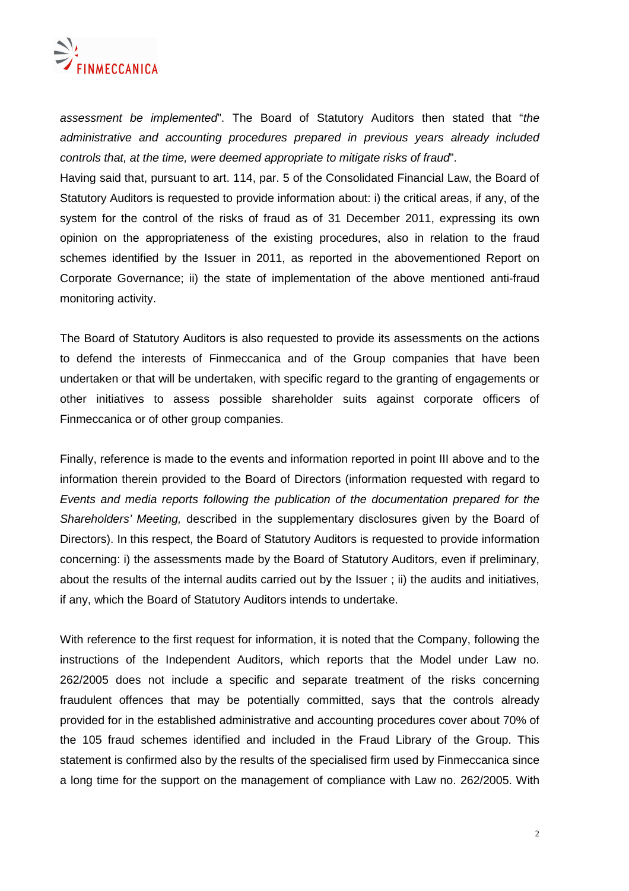*assessment be implemented*". The Board of Statutory Auditors then stated that "*the administrative and accounting procedures prepared in previous years already included controls that, at the time, were deemed appropriate to mitigate risks of fraud*".

Having said that, pursuant to art. 114, par. 5 of the Consolidated Financial Law, the Board of Statutory Auditors is requested to provide information about: i) the critical areas, if any, of the system for the control of the risks of fraud as of 31 December 2011, expressing its own opinion on the appropriateness of the existing procedures, also in relation to the fraud schemes identified by the Issuer in 2011, as reported in the abovementioned Report on Corporate Governance; ii) the state of implementation of the above mentioned anti-fraud monitoring activity.

The Board of Statutory Auditors is also requested to provide its assessments on the actions to defend the interests of Finmeccanica and of the Group companies that have been undertaken or that will be undertaken, with specific regard to the granting of engagements or other initiatives to assess possible shareholder suits against corporate officers of Finmeccanica or of other group companies.

Finally, reference is made to the events and information reported in point III above and to the information therein provided to the Board of Directors (information requested with regard to *Events and media reports following the publication of the documentation prepared for the Shareholders' Meeting,* described in the supplementary disclosures given by the Board of Directors). In this respect, the Board of Statutory Auditors is requested to provide information concerning: i) the assessments made by the Board of Statutory Auditors, even if preliminary, about the results of the internal audits carried out by the Issuer ; ii) the audits and initiatives, if any, which the Board of Statutory Auditors intends to undertake.

With reference to the first request for information, it is noted that the Company, following the instructions of the Independent Auditors, which reports that the Model under Law no. 262/2005 does not include a specific and separate treatment of the risks concerning fraudulent offences that may be potentially committed, says that the controls already provided for in the established administrative and accounting procedures cover about 70% of the 105 fraud schemes identified and included in the Fraud Library of the Group. This statement is confirmed also by the results of the specialised firm used by Finmeccanica since a long time for the support on the management of compliance with Law no. 262/2005. With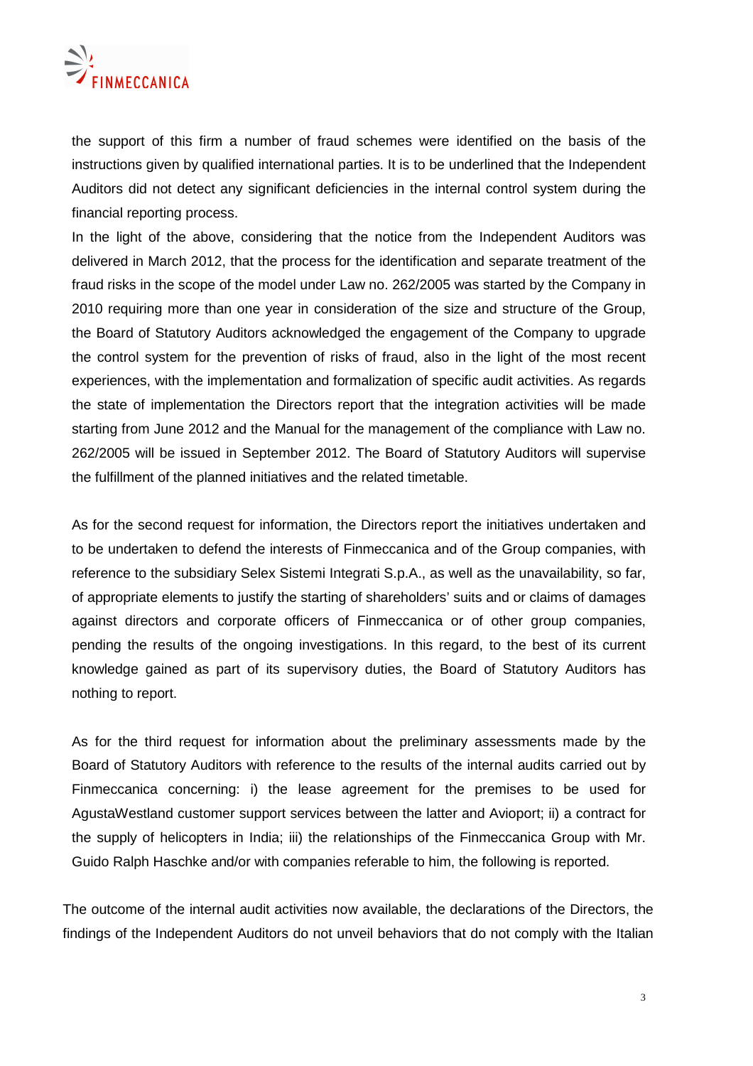the support of this firm a number of fraud schemes were identified on the basis of the instructions given by qualified international parties. It is to be underlined that the Independent Auditors did not detect any significant deficiencies in the internal control system during the financial reporting process.

In the light of the above, considering that the notice from the Independent Auditors was delivered in March 2012, that the process for the identification and separate treatment of the fraud risks in the scope of the model under Law no. 262/2005 was started by the Company in 2010 requiring more than one year in consideration of the size and structure of the Group, the Board of Statutory Auditors acknowledged the engagement of the Company to upgrade the control system for the prevention of risks of fraud, also in the light of the most recent experiences, with the implementation and formalization of specific audit activities. As regards the state of implementation the Directors report that the integration activities will be made starting from June 2012 and the Manual for the management of the compliance with Law no. 262/2005 will be issued in September 2012. The Board of Statutory Auditors will supervise the fulfillment of the planned initiatives and the related timetable.

As for the second request for information, the Directors report the initiatives undertaken and to be undertaken to defend the interests of Finmeccanica and of the Group companies, with reference to the subsidiary Selex Sistemi Integrati S.p.A., as well as the unavailability, so far, of appropriate elements to justify the starting of shareholders' suits and or claims of damages against directors and corporate officers of Finmeccanica or of other group companies, pending the results of the ongoing investigations. In this regard, to the best of its current knowledge gained as part of its supervisory duties, the Board of Statutory Auditors has nothing to report.

As for the third request for information about the preliminary assessments made by the Board of Statutory Auditors with reference to the results of the internal audits carried out by Finmeccanica concerning: i) the lease agreement for the premises to be used for AgustaWestland customer support services between the latter and Avioport; ii) a contract for the supply of helicopters in India; iii) the relationships of the Finmeccanica Group with Mr. Guido Ralph Haschke and/or with companies referable to him, the following is reported.

The outcome of the internal audit activities now available, the declarations of the Directors, the findings of the Independent Auditors do not unveil behaviors that do not comply with the Italian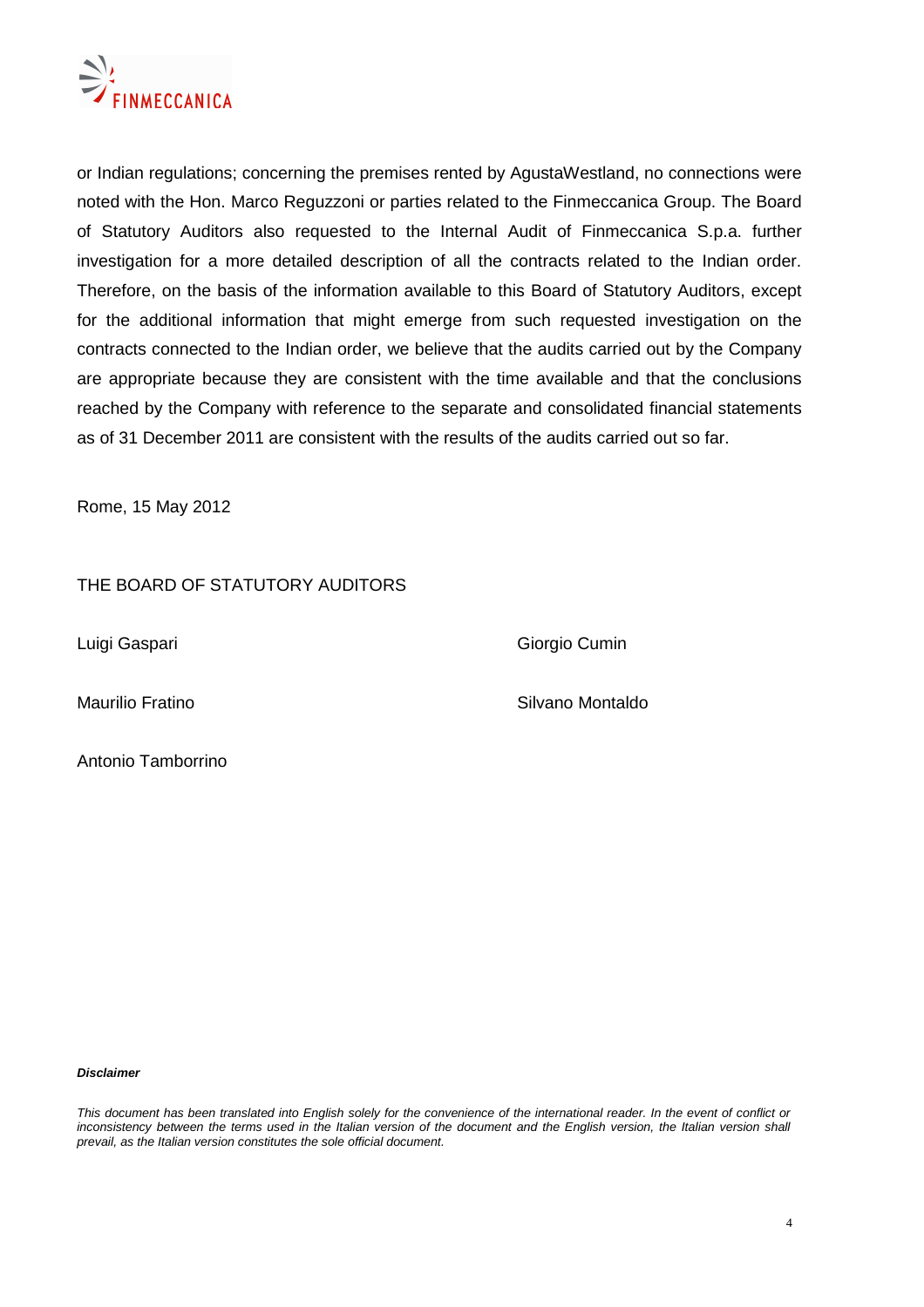or Indian regulations; concerning the premises rented by AgustaWestland, no connections were noted with the Hon. Marco Reguzzoni or parties related to the Finmeccanica Group. The Board of Statutory Auditors also requested to the Internal Audit of Finmeccanica S.p.a. further investigation for a more detailed description of all the contracts related to the Indian order. Therefore, on the basis of the information available to this Board of Statutory Auditors, except for the additional information that might emerge from such requested investigation on the contracts connected to the Indian order, we believe that the audits carried out by the Company are appropriate because they are consistent with the time available and that the conclusions reached by the Company with reference to the separate and consolidated financial statements as of 31 December 2011 are consistent with the results of the audits carried out so far.

Rome, 15 May 2012

THE BOARD OF STATUTORY AUDITORS

Luigi Gaspari

Giorgio Cumin

Maurilio Fratino

Silvano Montaldo

Antonio Tamborrino

***Disclaimer***

*This document has been translated into English solely for the convenience of the international reader. In the event of conflict or inconsistency between the terms used in the Italian version of the document and the English version, the Italian version shall prevail, as the Italian version constitutes the sole official document.*